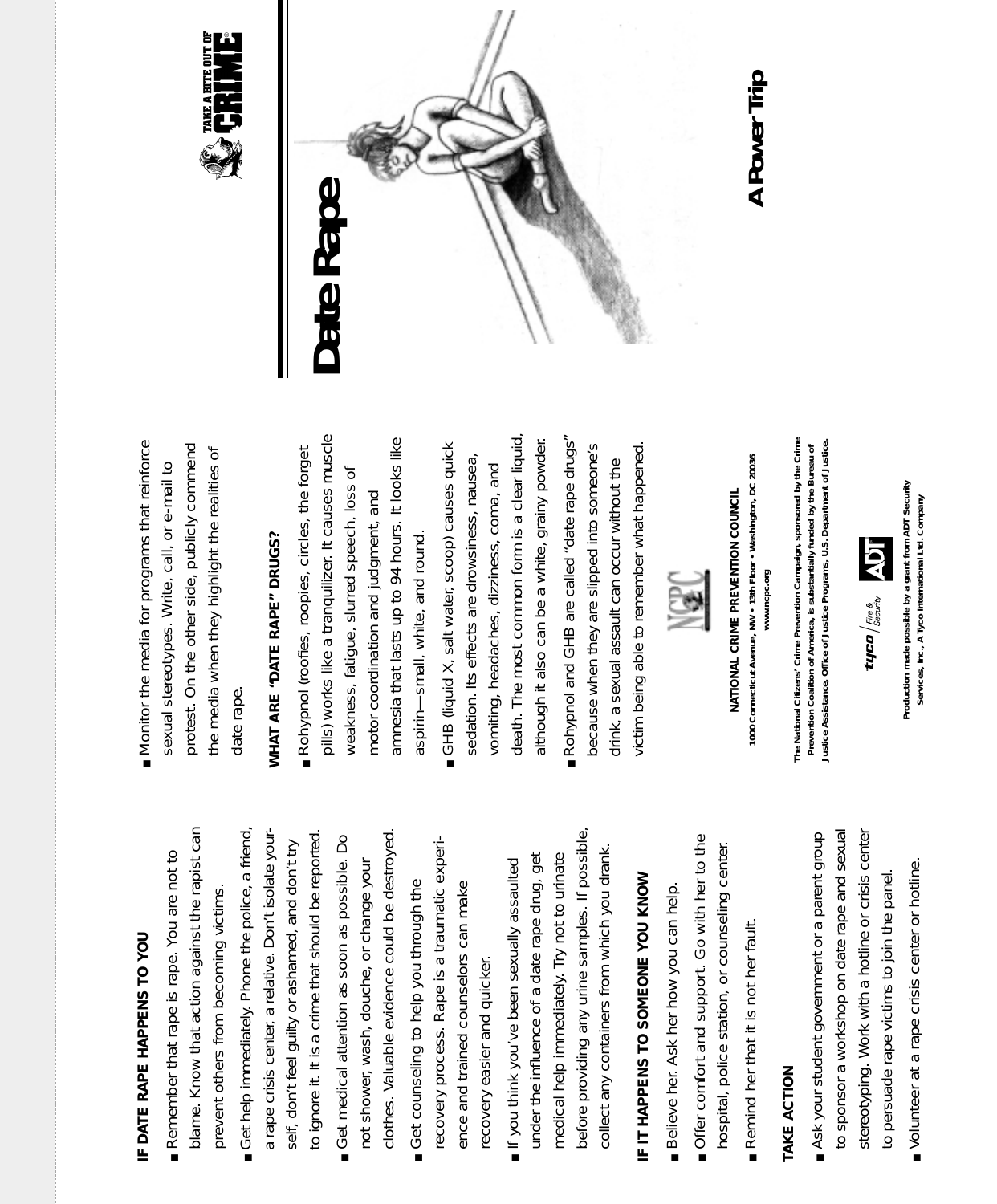## IF DATE RAPE HAPPENS TO YOU

- Remember that rape is rape. You are not to blame. Know that action against the rapist can prevent others from becoming victims.
- Get help immediately. Phone the police, a friend, a rape crisis center, a relative. Don't isolate yourself, don't feel guilty or ashamed, and don't try to ignore it. It is a crime that should be reported.
- Get medical attention as soon as possible. Do not shower, wash, douche, or change your clothes. Valuable evidence could be destroyed.
- Get counseling to help you through the recovery process. Rape is a traumatic experience and trained counselors can make recovery easier and quicker.
- If you think you've been sexually assaulted under the influence of a date rape drug, get medical help immediately. Try not to urinate before providing any urine samples. If possible, collect any containers from which you drank.

## IF IT HAPPENS TO SOMEONE YOU KNOW

- Believe her. Ask her how you can help.
- Offer comfort and support. Go with her to the hospital, police station, or counseling center.
- Remind her that it is not her fault.

## TAKE ACTION

- Ask your student government or a parent group to sponsor a workshop on date rape and sexual stereotyping. Work with a hotline or crisis center to persuade rape victims to join the panel.
- Volunteer at a rape crisis center or hotline.
- Monitor the media for programs that reinforce sexual stereotypes. Write, call, or e-mail to protest. On the other side, publicly commend the media when they highlight the realities of date rape.

## WHAT ARE "DATE RAPE" DRUGS?

- Rohypnol (roofies, roopies, circles, the forget pills) works like a tranquilizer. It causes muscle weakness, fatigue, slurred speech, loss of motor coordination and judgment, and amnesia that lasts up to 94 hours. It looks like aspirin—small, white, and round.
- GHB (liquid X, salt water, scoop) causes quick sedation. Its effects are drowsiness, nausea, vomiting, headaches, dizziness, coma, and death. The most common form is a clear liquid, although it also can be a white, grainy powder.
- Rohypnol and GHB are called "date rape drugs" because when they are slipped into someone's drink, a sexual assault can occur without the victim being able to remember what happened.

**NATIONAL CRIME PREVENTION COUNCIL**
1000 Connecticut Avenue, NW • 13th Floor • Washington, DC 20036
www.ncpc.org

The National Citizens' Crime Prevention Campaign, sponsored by the Crime Prevention Coalition of America, is substantially funded by the Bureau of Justice Assistance, Office of Justice Programs, U.S. Department of Justice.

Production made possible by a grant from ADT Security Services, Inc., A Tyco International Ltd. Company

TAKE A BITE OUT OF CRIME

# Date Rape

## A Power Trip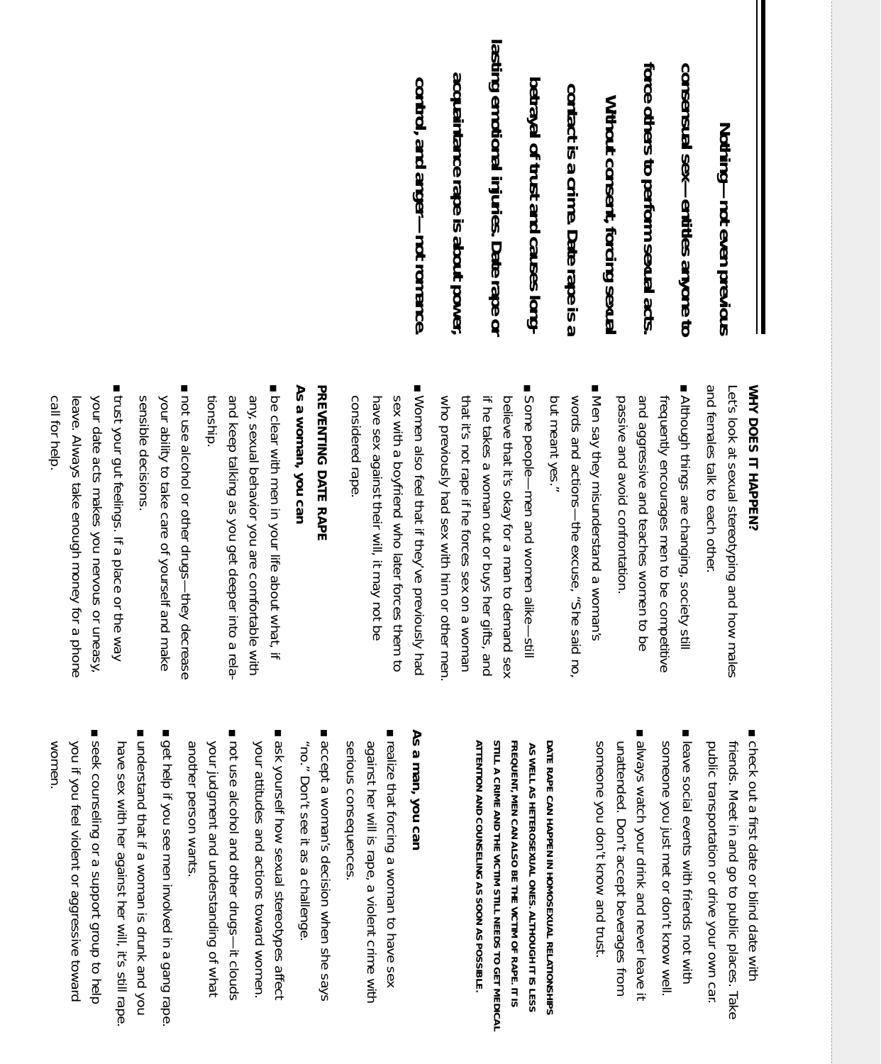**Nothing—not even previous consensual sex—entitles anyone to force others to perform sexual acts. Without consent, forcing sexual contact is a crime. Date rape is a betrayal of trust and causes long-lasting emotional injuries. Date rape or acquaintance rape is about power, control, and anger—not romance.**

## WHY DOES IT HAPPEN?

Let's look at sexual stereotyping and how males and females talk to each other.

- Although things are changing, society still frequently encourages men to be competitive and aggressive and teaches women to be passive and avoid confrontation.
- Men say they misunderstand a woman's words and actions—the excuse, "She said no, but meant yes."
- Some people—men and women alike—still believe that it's okay for a man to demand sex if he takes a woman out or buys her gifts, and that it's not rape if he forces sex on a woman who previously had sex with him or other men.
- Women also feel that if they've previously had sex with a boyfriend who later forces them to have sex against their will, it may not be considered rape.

## PREVENTING DATE RAPE

### As a woman, you can

- be clear with men in your life about what, if any, sexual behavior you are comfortable with and keep talking as you get deeper into a relationship.
- not use alcohol or other drugs—they decrease your ability to take care of yourself and make sensible decisions.
- trust your gut feelings. If a place or the way your date acts makes you nervous or uneasy, leave. Always take enough money for a phone call for help.
- check out a first date or blind date with friends. Meet in and go to public places. Take public transportation or drive your own car.
- leave social events with friends not with someone you just met or don't know well.
- always watch your drink and never leave it unattended. Don't accept beverages from someone you don't know and trust.

**DATE RAPE CAN HAPPEN IN HOMOSEXUAL RELATIONSHIPS AS WELL AS HETEROSEXUAL ONES. ALTHOUGH IT IS LESS FREQUENT, MEN CAN ALSO BE THE VICTIM OF RAPE. IT IS STILL A CRIME AND THE VICTIM STILL NEEDS TO GET MEDICAL ATTENTION AND COUNSELING AS SOON AS POSSIBLE.**

### As a man, you can

- realize that forcing a woman to have sex against her will is rape, a violent crime with serious consequences.
- accept a woman's decision when she says "no." Don't see it as a challenge.
- ask yourself how sexual stereotypes affect your attitudes and actions toward women.
- not use alcohol and other drugs—it clouds your judgment and understanding of what another person wants.
- get help if you see men involved in a gang rape.
- understand that if a woman is drunk and you have sex with her against her will, it's still rape.
- seek counseling or a support group to help you if you feel violent or aggressive toward women.